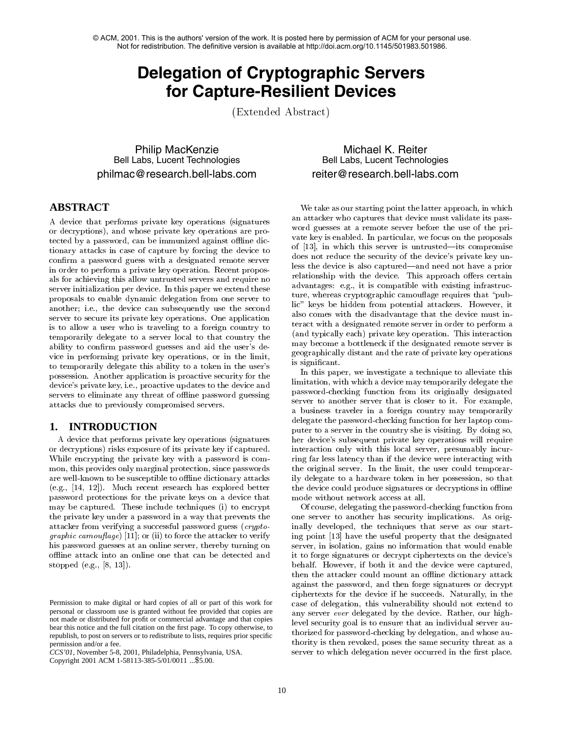© ACM, 2001. This is the authors' version of the work. It is posted here by permission of ACM for your personal use. Not for redistribution. The definitive version is available at http://doi.acm.org/10.1145/501983.501986.

# Delegation of Cryptographic Servers for Capture-Resilient Devices

(Extended Abstract)

Philip MacKenzie
Bell Labs, Lucent Technologies
philmac@research.bell-labs.com

Michael K. Reiter
Bell Labs, Lucent Technologies
reiter@research.bell-labs.com

## ABSTRACT

A device that performs private key operations (signatures or decryptions), and whose private key operations are protected by a password, can be immunized against offline dictionary attacks in case of capture by forcing the device to confirm a password guess with a designated remote server in order to perform a private key operation. Recent proposals for achieving this allow untrusted servers and require no server initialization per device. In this paper we extend these proposals to enable dynamic delegation from one server to another; i.e., the device can subsequently use the second server to secure its private key operations. One application is to allow a user who is traveling to a foreign country to temporarily delegate to a server local to that country the ability to confirm password guesses and aid the user's device in performing private key operations, or in the limit, to temporarily delegate this ability to a token in the user's possession. Another application is proactive security for the device's private key, i.e., proactive updates to the device and servers to eliminate any threat of offline password guessing attacks due to previously compromised servers.

## 1. INTRODUCTION

A device that performs private key operations (signatures or decryptions) risks exposure of its private key if captured. While encrypting the private key with a password is common, this provides only marginal protection, since passwords are well-known to be susceptible to offline dictionary attacks (e.g., [14, 12]). Much recent research has explored better password protections for the private keys on a device that may be captured. These include techniques (i) to encrypt the private key under a password in a way that prevents the attacker from verifying a successful password guess (*cryptographic camouflage*) [11]; or (ii) to force the attacker to verify his password guesses at an online server, thereby turning on offline attack into an online one that can be detected and stopped (e.g., [8, 13]).

Permission to make digital or hard copies of all or part of this work for personal or classroom use is granted without fee provided that copies are not made or distributed for profit or commercial advantage and that copies bear this notice and the full citation on the first page. To copy otherwise, to republish, to post on servers or to redistribute to lists, requires prior specific permission and/or a fee.
*CCS'01*, November 5-8, 2001, Philadelphia, Pennsylvania, USA.
Copyright 2001 ACM 1-58113-385-5/01/0011 ...$5.00.

We take as our starting point the latter approach, in which an attacker who captures that device must validate its password guesses at a remote server before the use of the private key is enabled. In particular, we focus on the proposals of [13], in which this server is untrusted—its compromise does not reduce the security of the device's private key unless the device is also captured—and need not have a prior relationship with the device. This approach offers certain advantages: e.g., it is compatible with existing infrastructure, whereas cryptographic camouflage requires that "public" keys be hidden from potential attackers. However, it also comes with the disadvantage that the device must interact with a designated remote server in order to perform a (and typically each) private key operation. This interaction may become a bottleneck if the designated remote server is geographically distant and the rate of private key operations is significant.

In this paper, we investigate a technique to alleviate this limitation, with which a device may temporarily delegate the password-checking function from its originally designated server to another server that is closer to it. For example, a business traveler in a foreign country may temporarily delegate the password-checking function for her laptop computer to a server in the country she is visiting. By doing so, her device's subsequent private key operations will require interaction only with this local server, presumably incurring far less latency than if the device were interacting with the original server. In the limit, the user could temporarily delegate to a hardware token in her possession, so that the device could produce signatures or decryptions in offline mode without network access at all.

Of course, delegating the password-checking function from one server to another has security implications. As originally developed, the techniques that serve as our starting point [13] have the useful property that the designated server, in isolation, gains no information that would enable it to forge signatures or decrypt ciphertexts on the device's behalf. However, if both it and the device were captured, then the attacker could mount an offline dictionary attack against the password, and then forge signatures or decrypt ciphertexts for the device if he succeeds. Naturally, in the case of delegation, this vulnerability should not extend to any server *ever* delegated by the device. Rather, our high-level security goal is to ensure that an individual server authorized for password-checking by delegation, and whose authority is then revoked, poses the same security threat as a server to which delegation never occurred in the first place.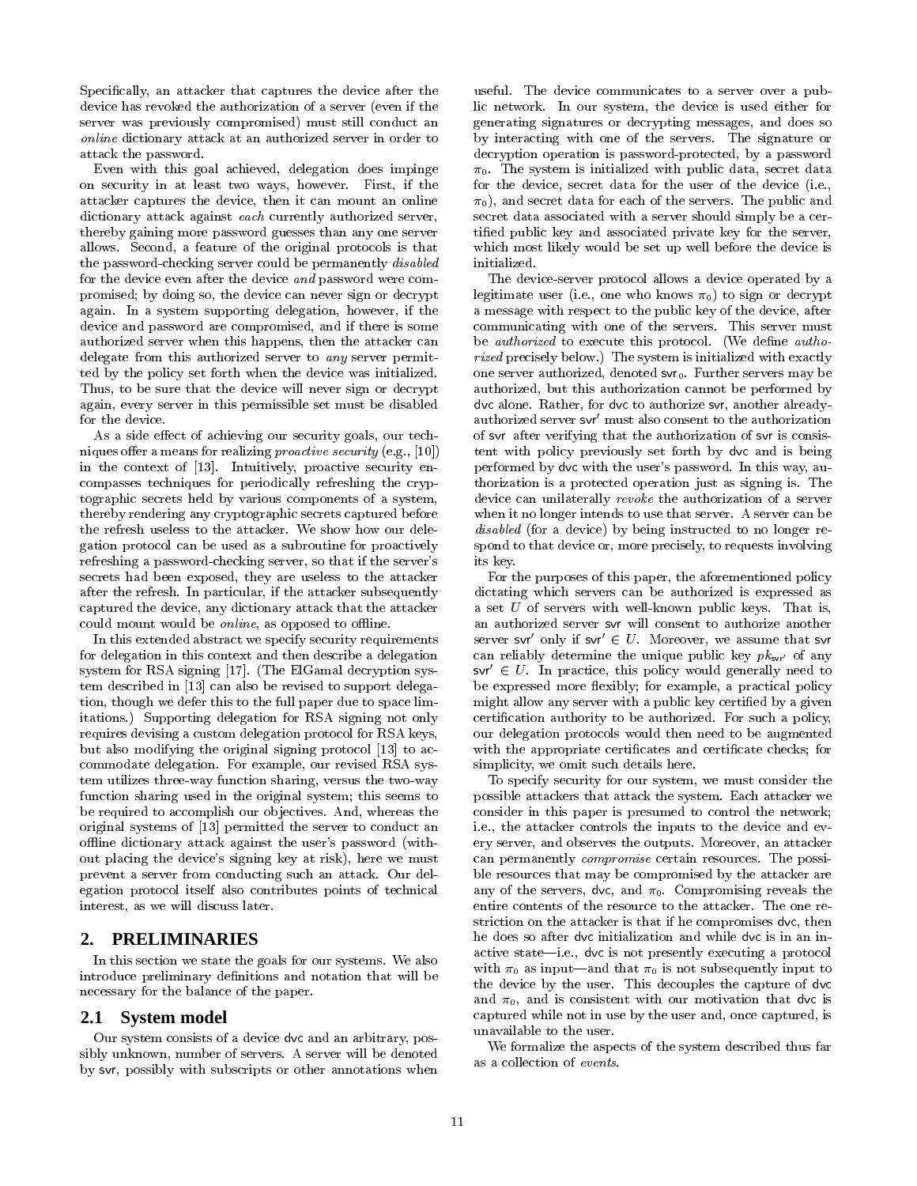Specifically, an attacker that captures the device after the device has revoked the authorization of a server (even if the server was previously compromised) must still conduct an *online* dictionary attack at an authorized server in order to attack the password.

Even with this goal achieved, delegation does impinge on security in at least two ways, however. First, if the attacker captures the device, then it can mount an online dictionary attack against *each* currently authorized server, thereby gaining more password guesses than any one server allows. Second, a feature of the original protocols is that the password-checking server could be permanently *disabled* for the device even after the device *and* password were compromised; by doing so, the device can never sign or decrypt again. In a system supporting delegation, however, if the device and password are compromised, and if there is some authorized server when this happens, then the attacker can delegate from this authorized server to *any* server permitted by the policy set forth when the device was initialized. Thus, to be sure that the device will never sign or decrypt again, every server in this permissible set must be disabled for the device.

As a side effect of achieving our security goals, our techniques offer a means for realizing *proactive security* (e.g., [10]) in the context of [13]. Intuitively, proactive security encompasses techniques for periodically refreshing the cryptographic secrets held by various components of a system, thereby rendering any cryptographic secrets captured before the refresh useless to the attacker. We show how our delegation protocol can be used as a subroutine for proactively refreshing a password-checking server, so that if the server's secrets had been exposed, they are useless to the attacker after the refresh. In particular, if the attacker subsequently captured the device, any dictionary attack that the attacker could mount would be *online*, as opposed to offline.

In this extended abstract we specify security requirements for delegation in this context and then describe a delegation system for RSA signing [17]. (The ElGamal decryption system described in [13] can also be revised to support delegation, though we defer this to the full paper due to space limitations.) Supporting delegation for RSA signing not only requires devising a custom delegation protocol for RSA keys, but also modifying the original signing protocol [13] to accommodate delegation. For example, our revised RSA system utilizes three-way function sharing, versus the two-way function sharing used in the original system; this seems to be required to accomplish our objectives. And, whereas the original systems of [13] permitted the server to conduct an offline dictionary attack against the user's password (without placing the device's signing key at risk), here we must prevent a server from conducting such an attack. Our delegation protocol itself also contributes points of technical interest, as we will discuss later.

## 2. PRELIMINARIES

In this section we state the goals for our systems. We also introduce preliminary definitions and notation that will be necessary for the balance of the paper.

### 2.1 System model

Our system consists of a device $\mathsf{dvc}$ and an arbitrary, possibly unknown, number of servers. A server will be denoted by $\mathsf{svr}$, possibly with subscripts or other annotations when useful. The device communicates to a server over a public network. In our system, the device is used either for generating signatures or decrypting messages, and does so by interacting with one of the servers. The signature or decryption operation is password-protected, by a password $\pi_0$. The system is initialized with public data, secret data for the device, secret data for the user of the device (i.e., $\pi_0$), and secret data for each of the servers. The public and secret data associated with a server should simply be a certified public key and associated private key for the server, which most likely would be set up well before the device is initialized.

The device-server protocol allows a device operated by a legitimate user (i.e., one who knows $\pi_0$) to sign or decrypt a message with respect to the public key of the device, after communicating with one of the servers. This server must be *authorized* to execute this protocol. (We define *authorized* precisely below.) The system is initialized with exactly one server authorized, denoted $\mathsf{svr}_0$. Further servers may be authorized, but this authorization cannot be performed by $\mathsf{dvc}$ alone. Rather, for $\mathsf{dvc}$ to authorize $\mathsf{svr}$, another already-authorized server $\mathsf{svr}'$ must also consent to the authorization of $\mathsf{svr}$ after verifying that the authorization of $\mathsf{svr}$ is consistent with policy previously set forth by $\mathsf{dvc}$ and is being performed by $\mathsf{dvc}$ with the user's password. In this way, authorization is a protected operation just as signing is. The device can unilaterally *revoke* the authorization of a server when it no longer intends to use that server. A server can be *disabled* (for a device) by being instructed to no longer respond to that device or, more precisely, to requests involving its key.

For the purposes of this paper, the aforementioned policy dictating which servers can be authorized is expressed as a set $U$ of servers with well-known public keys. That is, an authorized server $\mathsf{svr}$ will consent to authorize another server $\mathsf{svr}'$ only if $\mathsf{svr}' \in U$. Moreover, we assume that $\mathsf{svr}$ can reliably determine the unique public key $pk_{\mathsf{svr}'}$ of any $\mathsf{svr}' \in U$. In practice, this policy would generally need to be expressed more flexibly; for example, a practical policy might allow any server with a public key certified by a given certification authority to be authorized. For such a policy, our delegation protocols would then need to be augmented with the appropriate certificates and certificate checks; for simplicity, we omit such details here.

To specify security for our system, we must consider the possible attackers that attack the system. Each attacker we consider in this paper is presumed to control the network; i.e., the attacker controls the inputs to the device and every server, and observes the outputs. Moreover, an attacker can permanently *compromise* certain resources. The possible resources that may be compromised by the attacker are any of the servers, $\mathsf{dvc}$, and $\pi_0$. Compromising reveals the entire contents of the resource to the attacker. The one restriction on the attacker is that if he compromises $\mathsf{dvc}$, then he does so after $\mathsf{dvc}$ initialization and while $\mathsf{dvc}$ is in an inactive state—i.e., $\mathsf{dvc}$ is not presently executing a protocol with $\pi_0$ as input—and that $\pi_0$ is not subsequently input to the device by the user. This decouples the capture of $\mathsf{dvc}$ and $\pi_0$, and is consistent with our motivation that $\mathsf{dvc}$ is captured while not in use by the user and, once captured, is unavailable to the user.

We formalize the aspects of the system described thus far as a collection of *events*.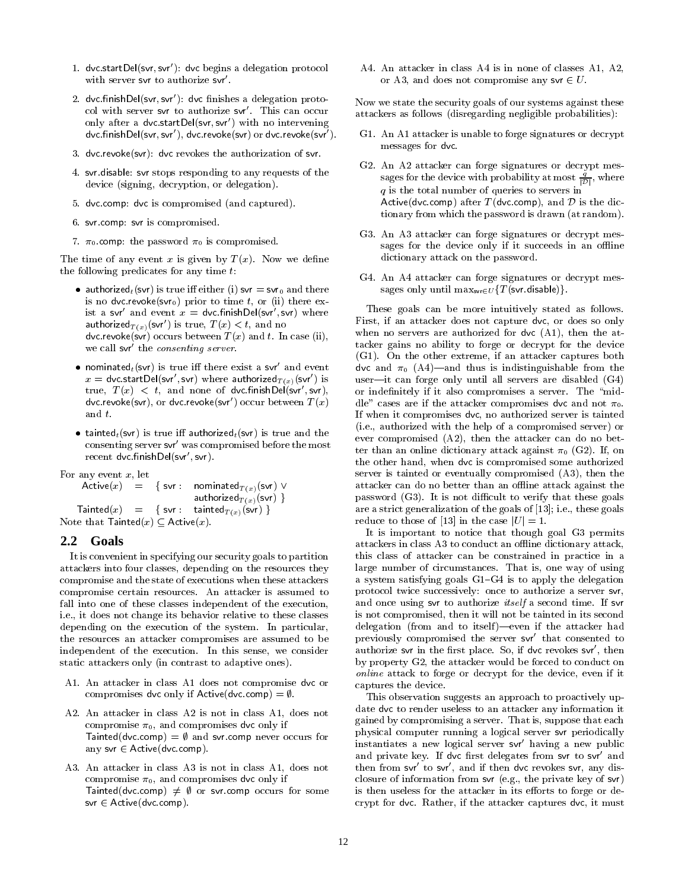1. $\mathsf{dvc.startDel}(\mathsf{svr}, \mathsf{svr}')$: dvc begins a delegation protocol with server svr to authorize svr′.

2. $\mathsf{dvc.finishDel}(\mathsf{svr}, \mathsf{svr}')$: dvc finishes a delegation protocol with server svr to authorize svr′. This can occur only after a $\mathsf{dvc.startDel}(\mathsf{svr}, \mathsf{svr}')$ with no intervening $\mathsf{dvc.finishDel}(\mathsf{svr}, \mathsf{svr}')$, $\mathsf{dvc.revoke}(\mathsf{svr})$ or $\mathsf{dvc.revoke}(\mathsf{svr}')$.

3. $\mathsf{dvc.revoke}(\mathsf{svr})$: dvc revokes the authorization of svr.

4. svr.disable: svr stops responding to any requests of the device (signing, decryption, or delegation).

5. dvc.comp: dvc is compromised (and captured).

6. svr.comp: svr is compromised.

7. $\pi_0$.comp: the password $\pi_0$ is compromised.

The time of any event $x$ is given by $T(x)$. Now we define the following predicates for any time $t$:

- $\mathsf{authorized}_t(\mathsf{svr})$ is true iff either (i) $\mathsf{svr} = \mathsf{svr}_0$ and there is no $\mathsf{dvc.revoke}(\mathsf{svr}_0)$ prior to time $t$, or (ii) there exist a svr′ and event $x = \mathsf{dvc.finishDel}(\mathsf{svr}', \mathsf{svr})$ where $\mathsf{authorized}_{T(x)}(\mathsf{svr}')$ is true, $T(x) < t$, and no $\mathsf{dvc.revoke}(\mathsf{svr})$ occurs between $T(x)$ and $t$. In case (ii), we call svr′ the *consenting server*.

- $\mathsf{nominated}_t(\mathsf{svr})$ is true iff there exist a svr′ and event $x = \mathsf{dvc.startDel}(\mathsf{svr}', \mathsf{svr})$ where $\mathsf{authorized}_{T(x)}(\mathsf{svr}')$ is true, $T(x) < t$, and none of $\mathsf{dvc.finishDel}(\mathsf{svr}', \mathsf{svr})$, $\mathsf{dvc.revoke}(\mathsf{svr})$, or $\mathsf{dvc.revoke}(\mathsf{svr}')$ occur between $T(x)$ and $t$.

- $\mathsf{tainted}_t(\mathsf{svr})$ is true iff $\mathsf{authorized}_t(\mathsf{svr})$ is true and the consenting server svr′ was compromised before the most recent $\mathsf{dvc.finishDel}(\mathsf{svr}', \mathsf{svr})$.

For any event $x$, let

$$\mathsf{Active}(x) = \{ \mathsf{svr} : \mathsf{nominated}_{T(x)}(\mathsf{svr}) \vee \mathsf{authorized}_{T(x)}(\mathsf{svr}) \}$$

$$\mathsf{Tainted}(x) = \{ \mathsf{svr} : \mathsf{tainted}_{T(x)}(\mathsf{svr}) \}$$

Note that $\mathsf{Tainted}(x) \subseteq \mathsf{Active}(x)$.

## 2.2 Goals

It is convenient in specifying our security goals to partition attackers into four classes, depending on the resources they compromise and the state of executions when these attackers compromise certain resources. An attacker is assumed to fall into one of these classes independent of the execution, i.e., it does not change its behavior relative to these classes depending on the execution of the system. In particular, the resources an attacker compromises are assumed to be independent of the execution. In this sense, we consider static attackers only (in contrast to adaptive ones).

A1. An attacker in class A1 does not compromise dvc or compromises dvc only if $\mathsf{Active}(\mathsf{dvc.comp}) = \emptyset$.

A2. An attacker in class A2 is not in class A1, does not compromise $\pi_0$, and compromises dvc only if $\mathsf{Tainted}(\mathsf{dvc.comp}) = \emptyset$ and svr.comp never occurs for any $\mathsf{svr} \in \mathsf{Active}(\mathsf{dvc.comp})$.

A3. An attacker in class A3 is not in class A1, does not compromise $\pi_0$, and compromises dvc only if $\mathsf{Tainted}(\mathsf{dvc.comp}) \neq \emptyset$ or svr.comp occurs for some $\mathsf{svr} \in \mathsf{Active}(\mathsf{dvc.comp})$.

A4. An attacker in class A4 is in none of classes A1, A2, or A3, and does not compromise any $\mathsf{svr} \in U$.

Now we state the security goals of our systems against these attackers as follows (disregarding negligible probabilities):

G1. An A1 attacker is unable to forge signatures or decrypt messages for dvc.

G2. An A2 attacker can forge signatures or decrypt messages for the device with probability at most $\frac{q}{|\mathcal{D}|}$, where $q$ is the total number of queries to servers in $\mathsf{Active}(\mathsf{dvc.comp})$ after $T(\mathsf{dvc.comp})$, and $\mathcal{D}$ is the dictionary from which the password is drawn (at random).

G3. An A3 attacker can forge signatures or decrypt messages for the device only if it succeeds in an offline dictionary attack on the password.

G4. An A4 attacker can forge signatures or decrypt messages only until $\max_{\mathsf{svr} \in U}\{T(\mathsf{svr.disable})\}$.

These goals can be more intuitively stated as follows. First, if an attacker does not capture dvc, or does so only when no servers are authorized for dvc (A1), then the attacker gains no ability to forge or decrypt for the device (G1). On the other extreme, if an attacker captures both dvc and $\pi_0$ (A4)—and thus is indistinguishable from the user—it can forge only until all servers are disabled (G4) or indefinitely if it also compromises a server. The "middle" cases are if the attacker compromises dvc and not $\pi_0$. If when it compromises dvc, no authorized server is tainted (i.e., authorized with the help of a compromised server) or ever compromised (A2), then the attacker can do no better than an online dictionary attack against $\pi_0$ (G2). If, on the other hand, when dvc is compromised some authorized server is tainted or eventually compromised (A3), then the attacker can do no better than an offline attack against the password (G3). It is not difficult to verify that these goals are a strict generalization of the goals of [13]; i.e., these goals reduce to those of [13] in the case $|U| = 1$.

It is important to notice that though goal G3 permits attackers in class A3 to conduct an offline dictionary attack, this class of attacker can be constrained in practice in a large number of circumstances. That is, one way of using a system satisfying goals G1–G4 is to apply the delegation protocol twice successively: once to authorize a server svr, and once using svr to authorize *itself* a second time. If svr is not compromised, then it will not be tainted in its second delegation (from and to itself)—even if the attacker had previously compromised the server svr′ that consented to authorize svr in the first place. So, if dvc revokes svr′, then by property G2, the attacker would be forced to conduct on *online* attack to forge or decrypt for the device, even if it captures the device.

This observation suggests an approach to proactively update dvc to render useless to an attacker any information it gained by compromising a server. That is, suppose that each physical computer running a logical server svr periodically instantiates a new logical server svr′ having a new public and private key. If dvc first delegates from svr to svr′ and then from svr′ to svr′, and if then dvc revokes svr, any disclosure of information from svr (e.g., the private key of svr) is then useless for the attacker in its efforts to forge or decrypt for dvc. Rather, if the attacker captures dvc, it must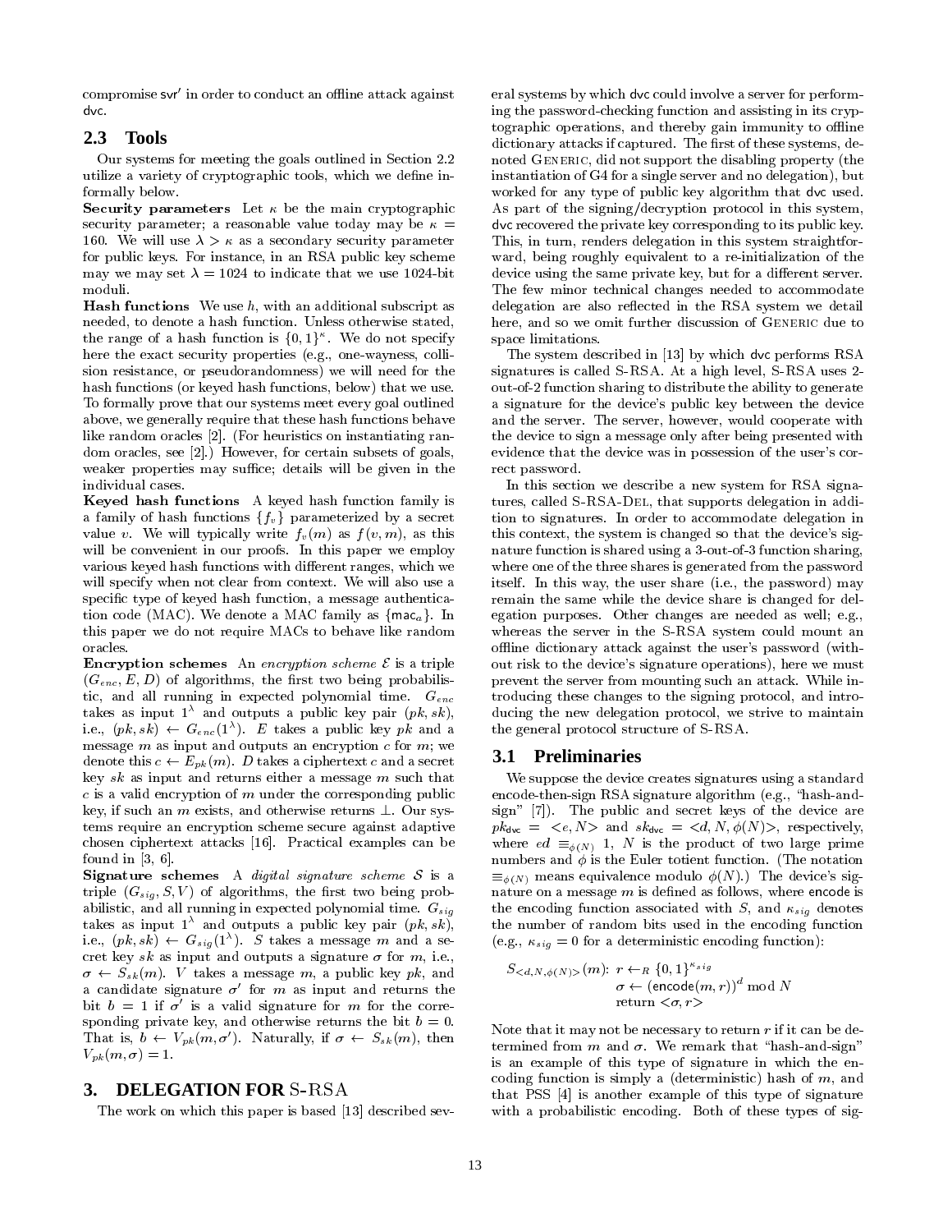compromise $\mathsf{svr}'$ in order to conduct an offline attack against $\mathsf{dvc}$.

## 2.3 Tools

Our systems for meeting the goals outlined in Section 2.2 utilize a variety of cryptographic tools, which we define informally below.

**Security parameters** Let $\kappa$ be the main cryptographic security parameter; a reasonable value today may be $\kappa = 160$. We will use $\lambda > \kappa$ as a secondary security parameter for public keys. For instance, in an RSA public key scheme may we may set $\lambda = 1024$ to indicate that we use 1024-bit moduli.

**Hash functions** We use $h$, with an additional subscript as needed, to denote a hash function. Unless otherwise stated, the range of a hash function is $\{0,1\}^\kappa$. We do not specify here the exact security properties (e.g., one-wayness, collision resistance, or pseudorandomness) we will need for the hash functions (or keyed hash functions, below) that we use. To formally prove that our systems meet every goal outlined above, we generally require that these hash functions behave like random oracles [2]. (For heuristics on instantiating random oracles, see [2].) However, for certain subsets of goals, weaker properties may suffice; details will be given in the individual cases.

**Keyed hash functions** A keyed hash function family is a family of hash functions $\{f_v\}$ parameterized by a secret value $v$. We will typically write $f_v(m)$ as $f(v,m)$, as this will be convenient in our proofs. In this paper we employ various keyed hash functions with different ranges, which we will specify when not clear from context. We will also use a specific type of keyed hash function, a message authentication code (MAC). We denote a MAC family as $\{\mathsf{mac}_a\}$. In this paper we do not require MACs to behave like random oracles.

**Encryption schemes** An *encryption scheme* $\mathcal{E}$ is a triple $(G_{enc}, E, D)$ of algorithms, the first two being probabilistic, and all running in expected polynomial time. $G_{enc}$ takes as input $1^\lambda$ and outputs a public key pair $(pk, sk)$, i.e., $(pk, sk) \leftarrow G_{enc}(1^\lambda)$. $E$ takes a public key $pk$ and a message $m$ as input and outputs an encryption $c$ for $m$; we denote this $c \leftarrow E_{pk}(m)$. $D$ takes a ciphertext $c$ and a secret key $sk$ as input and returns either a message $m$ such that $c$ is a valid encryption of $m$ under the corresponding public key, if such an $m$ exists, and otherwise returns $\perp$. Our systems require an encryption scheme secure against adaptive chosen ciphertext attacks [16]. Practical examples can be found in [3, 6].

**Signature schemes** A *digital signature scheme* $\mathcal{S}$ is a triple $(G_{sig}, S, V)$ of algorithms, the first two being probabilistic, and all running in expected polynomial time. $G_{sig}$ takes as input $1^\lambda$ and outputs a public key pair $(pk, sk)$, i.e., $(pk, sk) \leftarrow G_{sig}(1^\lambda)$. $S$ takes a message $m$ and a secret key $sk$ as input and outputs a signature $\sigma$ for $m$, i.e., $\sigma \leftarrow S_{sk}(m)$. $V$ takes a message $m$, a public key $pk$, and a candidate signature $\sigma'$ for $m$ as input and returns the bit $b = 1$ if $\sigma'$ is a valid signature for $m$ for the corresponding private key, and otherwise returns the bit $b = 0$. That is, $b \leftarrow V_{pk}(m, \sigma')$. Naturally, if $\sigma \leftarrow S_{sk}(m)$, then $V_{pk}(m, \sigma) = 1$.

# 3. DELEGATION FOR S-RSA

The work on which this paper is based [13] described several systems by which $\mathsf{dvc}$ could involve a server for performing the password-checking function and assisting in its cryptographic operations, and thereby gain immunity to offline dictionary attacks if captured. The first of these systems, denoted GENERIC, did not support the disabling property (the instantiation of G4 for a single server and no delegation), but worked for any type of public key algorithm that $\mathsf{dvc}$ used. As part of the signing/decryption protocol in this system, $\mathsf{dvc}$ recovered the private key corresponding to its public key. This, in turn, renders delegation in this system straightforward, being roughly equivalent to a re-initialization of the device using the same private key, but for a different server. The few minor technical changes needed to accommodate delegation are also reflected in the RSA system we detail here, and so we omit further discussion of GENERIC due to space limitations.

The system described in [13] by which $\mathsf{dvc}$ performs RSA signatures is called S-RSA. At a high level, S-RSA uses 2-out-of-2 function sharing to distribute the ability to generate a signature for the device's public key between the device and the server. The server, however, would cooperate with the device to sign a message only after being presented with evidence that the device was in possession of the user's correct password.

In this section we describe a new system for RSA signatures, called S-RSA-DEL, that supports delegation in addition to signatures. In order to accommodate delegation in this context, the system is changed so that the device's signature function is shared using a 3-out-of-3 function sharing, where one of the three shares is generated from the password itself. In this way, the user share (i.e., the password) may remain the same while the device share is changed for delegation purposes. Other changes are needed as well; e.g., whereas the server in the S-RSA system could mount an offline dictionary attack against the user's password (without risk to the device's signature operations), here we must prevent the server from mounting such an attack. While introducing these changes to the signing protocol, and introducing the new delegation protocol, we strive to maintain the general protocol structure of S-RSA.

## 3.1 Preliminaries

We suppose the device creates signatures using a standard encode-then-sign RSA signature algorithm (e.g., "hash-and-sign" [7]). The public and secret keys of the device are $pk_{\mathsf{dvc}} = \langle e, N \rangle$ and $sk_{\mathsf{dvc}} = \langle d, N, \phi(N) \rangle$, respectively, where $ed \equiv_{\phi(N)} 1$, $N$ is the product of two large prime numbers and $\phi$ is the Euler totient function. (The notation $\equiv_{\phi(N)}$ means equivalence modulo $\phi(N)$.) The device's signature on a message $m$ is defined as follows, where $\mathsf{encode}$ is the encoding function associated with $S$, and $\kappa_{sig}$ denotes the number of random bits used in the encoding function (e.g., $\kappa_{sig} = 0$ for a deterministic encoding function):

$$
\begin{aligned}
S_{\langle d,N,\phi(N)\rangle}(m):\ & r \leftarrow_R \{0,1\}^{\kappa_{sig}} \\
& \sigma \leftarrow (\mathsf{encode}(m,r))^d \bmod N \\
& \text{return } \langle \sigma, r \rangle
\end{aligned}
$$

Note that it may not be necessary to return $r$ if it can be determined from $m$ and $\sigma$. We remark that "hash-and-sign" is an example of this type of signature in which the encoding function is simply a (deterministic) hash of $m$, and that PSS [4] is another example of this type of signature with a probabilistic encoding. Both of these types of sig-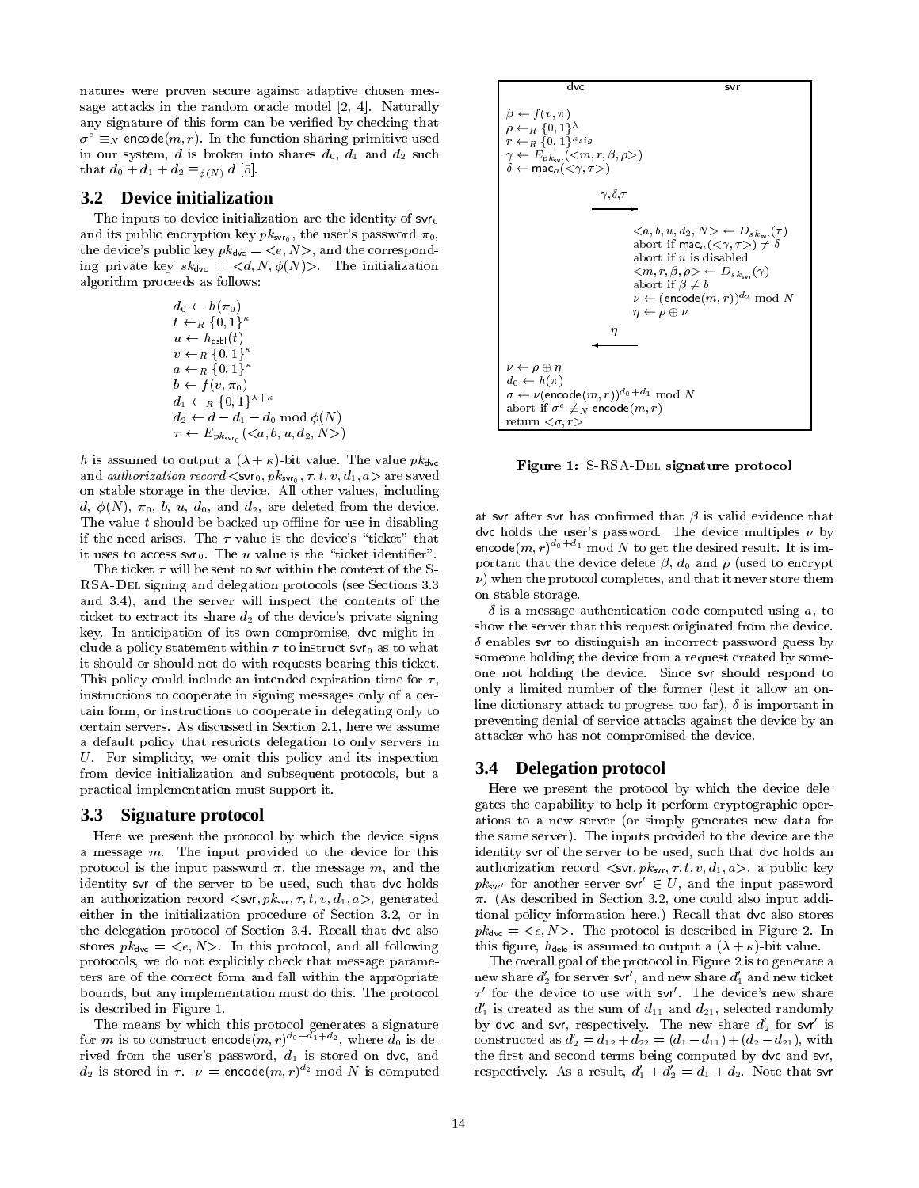natures were proven secure against adaptive chosen message attacks in the random oracle model [2, 4]. Naturally any signature of this form can be verified by checking that $\sigma^e \equiv_N \mathsf{encode}(m, r)$. In the function sharing primitive used in our system, $d$ is broken into shares $d_0$, $d_1$ and $d_2$ such that $d_0 + d_1 + d_2 \equiv_{\phi(N)} d$ [5].

## 3.2 Device initialization

The inputs to device initialization are the identity of $\mathsf{svr}_0$ and its public encryption key $pk_{\mathsf{svr}_0}$, the user's password $\pi_0$, the device's public key $pk_{\mathsf{dvc}} = <e, N>$, and the corresponding private key $sk_{\mathsf{dvc}} = <d, N, \phi(N)>$. The initialization algorithm proceeds as follows:

$$
\begin{aligned}
& d_0 \leftarrow h(\pi_0) \\
& t \leftarrow_R \{0,1\}^\kappa \\
& u \leftarrow h_{\mathsf{dsbl}}(t) \\
& v \leftarrow_R \{0,1\}^\kappa \\
& a \leftarrow_R \{0,1\}^\kappa \\
& b \leftarrow f(v, \pi_0) \\
& d_1 \leftarrow_R \{0,1\}^{\lambda+\kappa} \\
& d_2 \leftarrow d - d_1 - d_0 \bmod \phi(N) \\
& \tau \leftarrow E_{pk_{\mathsf{svr}_0}}(<a, b, u, d_2, N>)
\end{aligned}
$$

$h$ is assumed to output a $(\lambda + \kappa)$-bit value. The value $pk_{\mathsf{dvc}}$ and *authorization record* $<\mathsf{svr}_0, pk_{\mathsf{svr}_0}, \tau, t, v, d_1, a>$ are saved on stable storage in the device. All other values, including $d$, $\phi(N)$, $\pi_0$, $b$, $u$, $d_0$, and $d_2$, are deleted from the device. The value $t$ should be backed up offline for use in disabling if the need arises. The $\tau$ value is the device's "ticket" that it uses to access $\mathsf{svr}_0$. The $u$ value is the "ticket identifier".

The ticket $\tau$ will be sent to svr within the context of the S-RSA-Del signing and delegation protocols (see Sections 3.3 and 3.4), and the server will inspect the contents of the ticket to extract its share $d_2$ of the device's private signing key. In anticipation of its own compromise, dvc might include a policy statement within $\tau$ to instruct $\mathsf{svr}_0$ as to what it should or should not do with requests bearing this ticket. This policy could include an intended expiration time for $\tau$, instructions to cooperate in signing messages only of a certain form, or instructions to cooperate in delegating only to certain servers. As discussed in Section 2.1, here we assume a default policy that restricts delegation to only servers in $U$. For simplicity, we omit this policy and its inspection from device initialization and subsequent protocols, but a practical implementation must support it.

## 3.3 Signature protocol

Here we present the protocol by which the device signs a message $m$. The input provided to the device for this protocol is the input password $\pi$, the message $m$, and the identity svr of the server to be used, such that dvc holds an authorization record $<\mathsf{svr}, pk_{\mathsf{svr}}, \tau, t, v, d_1, a>$, generated either in the initialization procedure of Section 3.2, or in the delegation protocol of Section 3.4. Recall that dvc also stores $pk_{\mathsf{dvc}} = <e, N>$. In this protocol, and all following protocols, we do not explicitly check that message parameters are of the correct form and fall within the appropriate bounds, but any implementation must do this. The protocol is described in Figure 1.

The means by which this protocol generates a signature for $m$ is to construct $\mathsf{encode}(m, r)^{d_0+d_1+d_2}$, where $d_0$ is derived from the user's password, $d_1$ is stored on dvc, and $d_2$ is stored in $\tau$. $\nu = \mathsf{encode}(m, r)^{d_2} \bmod N$ is computed

```
dvc                                              svr

β ← f(v, π)
ρ ←_R {0,1}^λ
r ←_R {0,1}^κsig
γ ← E_pk_svr(<m, r, β, ρ>)
δ ← mac_a(<γ, τ>)

                    γ, δ, τ
                  ---------->
                                   <a, b, u, d2, N> ← D_sk_svr(τ)
                                   abort if mac_a(<γ, τ>) ≠ δ
                                   abort if u is disabled
                                   <m, r, β, ρ> ← D_sk_svr(γ)
                                   abort if β ≠ b
                                   ν ← (encode(m, r))^d2 mod N
                                   η ← ρ ⊕ ν
                       η
                  <----------
ν ← ρ ⊕ η
d0 ← h(π)
σ ← ν(encode(m, r))^(d0+d1) mod N
abort if σ^e ≢_N encode(m, r)
return <σ, r>
```

**Figure 1: S-RSA-Del signature protocol**

at svr after svr has confirmed that $\beta$ is valid evidence that dvc holds the user's password. The device multiples $\nu$ by $\mathsf{encode}(m, r)^{d_0+d_1} \bmod N$ to get the desired result. It is important that the device delete $\beta$, $d_0$ and $\rho$ (used to encrypt $\nu$) when the protocol completes, and that it never store them on stable storage.

$\delta$ is a message authentication code computed using $a$, to show the server that this request originated from the device. $\delta$ enables svr to distinguish an incorrect password guess by someone holding the device from a request created by someone not holding the device. Since svr should respond to only a limited number of the former (lest it allow an online dictionary attack to progress too far), $\delta$ is important in preventing denial-of-service attacks against the device by an attacker who has not compromised the device.

## 3.4 Delegation protocol

Here we present the protocol by which the device delegates the capability to help it perform cryptographic operations to a new server (or simply generates new data for the same server). The inputs provided to the device are the identity svr of the server to be used, such that dvc holds an authorization record $<\mathsf{svr}, pk_{\mathsf{svr}}, \tau, t, v, d_1, a>$, a public key $pk_{\mathsf{svr}'}$ for another server $\mathsf{svr}' \in U$, and the input password $\pi$. (As described in Section 3.2, one could also input additional policy information here.) Recall that dvc also stores $pk_{\mathsf{dvc}} = <e, N>$. The protocol is described in Figure 2. In this figure, $h_{\mathsf{dele}}$ is assumed to output a $(\lambda + \kappa)$-bit value.

The overall goal of the protocol in Figure 2 is to generate a new share $d_2'$ for server $\mathsf{svr}'$, and new share $d_1'$ and new ticket $\tau'$ for the device to use with $\mathsf{svr}'$. The device's new share $d_1'$ is created as the sum of $d_{11}$ and $d_{21}$, selected randomly by dvc and svr, respectively. The new share $d_2'$ for $\mathsf{svr}'$ is constructed as $d_2' = d_{12} + d_{22} = (d_1 - d_{11}) + (d_2 - d_{21})$, with the first and second terms being computed by dvc and svr, respectively. As a result, $d_1' + d_2' = d_1 + d_2$. Note that svr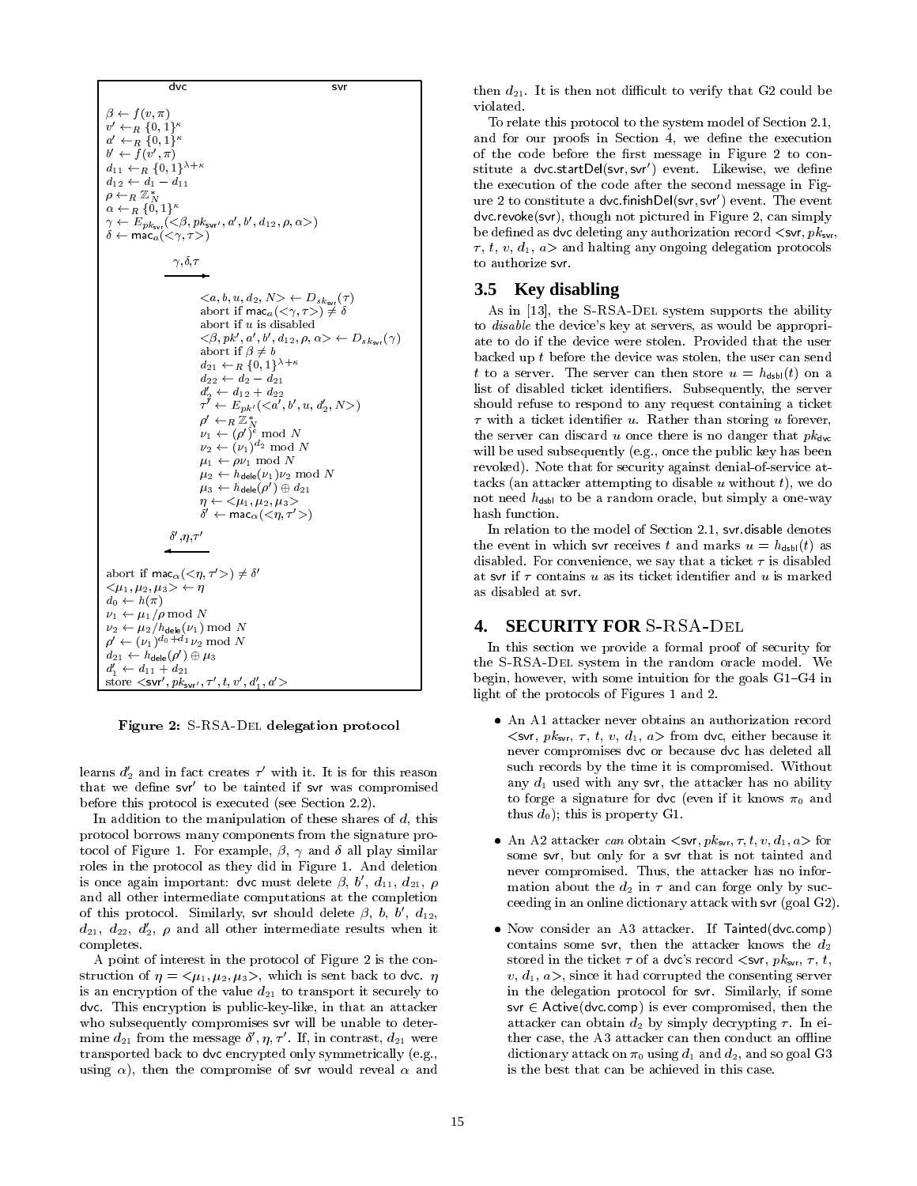| dvc | | svr |
|---|---|---|
| $\beta \leftarrow f(v, \pi)$ | | |
| $v' \leftarrow_R \{0,1\}^\kappa$ | | |
| $a' \leftarrow_R \{0,1\}^\kappa$ | | |
| $b' \leftarrow f(v', \pi)$ | | |
| $d_{11} \leftarrow_R \{0,1\}^{\lambda+\kappa}$ | | |
| $d_{12} \leftarrow d_1 - d_{11}$ | | |
| $\rho \leftarrow_R \mathbb{Z}_N^*$ | | |
| $\alpha \leftarrow_R \{0,1\}^\kappa$ | | |
| $\gamma \leftarrow E_{pk_{\mathsf{svr}}}(<\beta, pk_{\mathsf{svr}'}, a', b', d_{12}, \rho, \alpha>)$ | | |
| $\delta \leftarrow \mathsf{mac}_a(<\gamma, \tau>)$ | | |
| | $\xrightarrow{\gamma, \delta, \tau}$ | |
| | | $<a, b, u, d_2, N> \leftarrow D_{sk_{\mathsf{svr}}}(\tau)$ |
| | | abort if $\mathsf{mac}_a(<\gamma, \tau>) \neq \delta$ |
| | | abort if $u$ is disabled |
| | | $<\beta, pk', a', b', d_{12}, \rho, \alpha> \leftarrow D_{sk_{\mathsf{svr}}}(\gamma)$ |
| | | abort if $\beta \neq b$ |
| | | $d_{21} \leftarrow_R \{0,1\}^{\lambda+\kappa}$ |
| | | $d_{22} \leftarrow d_2 - d_{21}$ |
| | | $d_2' \leftarrow d_{12} + d_{22}$ |
| | | $\tau' \leftarrow E_{pk'}(<a', b', u, d_2', N>)$ |
| | | $\rho' \leftarrow_R \mathbb{Z}_N^*$ |
| | | $\nu_1 \leftarrow (\rho')^e \bmod N$ |
| | | $\nu_2 \leftarrow (\nu_1)^{d_2} \bmod N$ |
| | | $\mu_1 \leftarrow \rho \nu_1 \bmod N$ |
| | | $\mu_2 \leftarrow h_{\mathsf{dele}}(\nu_1)\nu_2 \bmod N$ |
| | | $\mu_3 \leftarrow h_{\mathsf{dele}}(\rho') \oplus d_{21}$ |
| | | $\eta \leftarrow <\mu_1, \mu_2, \mu_3>$ |
| | | $\delta' \leftarrow \mathsf{mac}_\alpha(<\eta, \tau'>)$ |
| | $\xleftarrow{\delta', \eta, \tau'}$ | |
| abort if $\mathsf{mac}_\alpha(<\eta, \tau'>) \neq \delta'$ | | |
| $<\mu_1, \mu_2, \mu_3> \leftarrow \eta$ | | |
| $d_0 \leftarrow h(\pi)$ | | |
| $\nu_1 \leftarrow \mu_1 / \rho \bmod N$ | | |
| $\nu_2 \leftarrow \mu_2 / h_{\mathsf{dele}}(\nu_1) \bmod N$ | | |
| $\rho' \leftarrow (\nu_1)^{d_0 + d_1} \nu_2 \bmod N$ | | |
| $d_{21} \leftarrow h_{\mathsf{dele}}(\rho') \oplus \mu_3$ | | |
| $d_1' \leftarrow d_{11} + d_{21}$ | | |
| store $<\mathsf{svr}', pk_{\mathsf{svr}'}, \tau', t, v', d_1', a'>$ | | |

**Figure 2: S-RSA-Del delegation protocol**

learns $d_2'$ and in fact creates $\tau'$ with it. It is for this reason that we define svr$'$ to be tainted if svr was compromised before this protocol is executed (see Section 2.2).

In addition to the manipulation of these shares of $d$, this protocol borrows many components from the signature protocol of Figure 1. For example, $\beta$, $\gamma$ and $\delta$ all play similar roles in the protocol as they did in Figure 1. And deletion is once again important: dvc must delete $\beta$, $b'$, $d_{11}$, $d_{21}$, $\rho$ and all other intermediate computations at the completion of this protocol. Similarly, svr should delete $\beta$, $b$, $b'$, $d_{12}$, $d_{21}$, $d_{22}$, $d_2'$, $\rho$ and all other intermediate results when it completes.

A point of interest in the protocol of Figure 2 is the construction of $\eta = <\mu_1, \mu_2, \mu_3>$, which is sent back to dvc. $\eta$ is an encryption of the value $d_{21}$ to transport it securely to dvc. This encryption is public-key-like, in that an attacker who subsequently compromises svr will be unable to determine $d_{21}$ from the message $\delta', \eta, \tau'$. If, in contrast, $d_{21}$ were transported back to dvc encrypted only symmetrically (e.g., using $\alpha$), then the compromise of svr would reveal $\alpha$ and then $d_{21}$. It is then not difficult to verify that G2 could be violated.

To relate this protocol to the system model of Section 2.1, and for our proofs in Section 4, we define the execution of the code before the first message in Figure 2 to constitute a dvc.startDel(svr, svr$'$) event. Likewise, we define the execution of the code after the second message in Figure 2 to constitute a dvc.finishDel(svr, svr$'$) event. The event dvc.revoke(svr), though not pictured in Figure 2, can simply be defined as dvc deleting any authorization record $<$svr, $pk_{\mathsf{svr}}$, $\tau$, $t$, $v$, $d_1$, $a>$ and halting any ongoing delegation protocols to authorize svr.

### 3.5 Key disabling

As in [13], the S-RSA-Del system supports the ability to *disable* the device's key at servers, as would be appropriate to do if the device were stolen. Provided that the user backed up $t$ before the device was stolen, the user can send $t$ to a server. The server can then store $u = h_{\mathsf{dsbl}}(t)$ on a list of disabled ticket identifiers. Subsequently, the server should refuse to respond to any request containing a ticket $\tau$ with a ticket identifier $u$. Rather than storing $u$ forever, the server can discard $u$ once there is no danger that $pk_{\mathsf{dvc}}$ will be used subsequently (e.g., once the public key has been revoked). Note that for security against denial-of-service attacks (an attacker attempting to disable $u$ without $t$), we do not need $h_{\mathsf{dsbl}}$ to be a random oracle, but simply a one-way hash function.

In relation to the model of Section 2.1, svr.disable denotes the event in which svr receives $t$ and marks $u = h_{\mathsf{dsbl}}(t)$ as disabled. For convenience, we say that a ticket $\tau$ is disabled at svr if $\tau$ contains $u$ as its ticket identifier and $u$ is marked as disabled at svr.

## 4. SECURITY FOR S-RSA-Del

In this section we provide a formal proof of security for the S-RSA-Del system in the random oracle model. We begin, however, with some intuition for the goals G1–G4 in light of the protocols of Figures 1 and 2.

- An A1 attacker never obtains an authorization record $<$svr, $pk_{\mathsf{svr}}$, $\tau$, $t$, $v$, $d_1$, $a>$ from dvc, either because it never compromises dvc or because dvc has deleted all such records by the time it is compromised. Without any $d_1$ used with any svr, the attacker has no ability to forge a signature for dvc (even if it knows $\pi_0$ and thus $d_0$); this is property G1.
- An A2 attacker *can* obtain $<$svr, $pk_{\mathsf{svr}}$, $\tau$, $t$, $v$, $d_1$, $a>$ for some svr, but only for a svr that is not tainted and never compromised. Thus, the attacker has no information about the $d_2$ in $\tau$ and can forge only by succeeding in an online dictionary attack with svr (goal G2).
- Now consider an A3 attacker. If Tainted(dvc.comp) contains some svr, then the attacker knows the $d_2$ stored in the ticket $\tau$ of a dvc's record $<$svr, $pk_{\mathsf{svr}}$, $\tau$, $t$, $v$, $d_1$, $a>$, since it had corrupted the consenting server in the delegation protocol for svr. Similarly, if some svr $\in$ Active(dvc.comp) is ever compromised, then the attacker can obtain $d_2$ by simply decrypting $\tau$. In either case, the A3 attacker can then conduct an offline dictionary attack on $\pi_0$ using $d_1$ and $d_2$, and so goal G3 is the best that can be achieved in this case.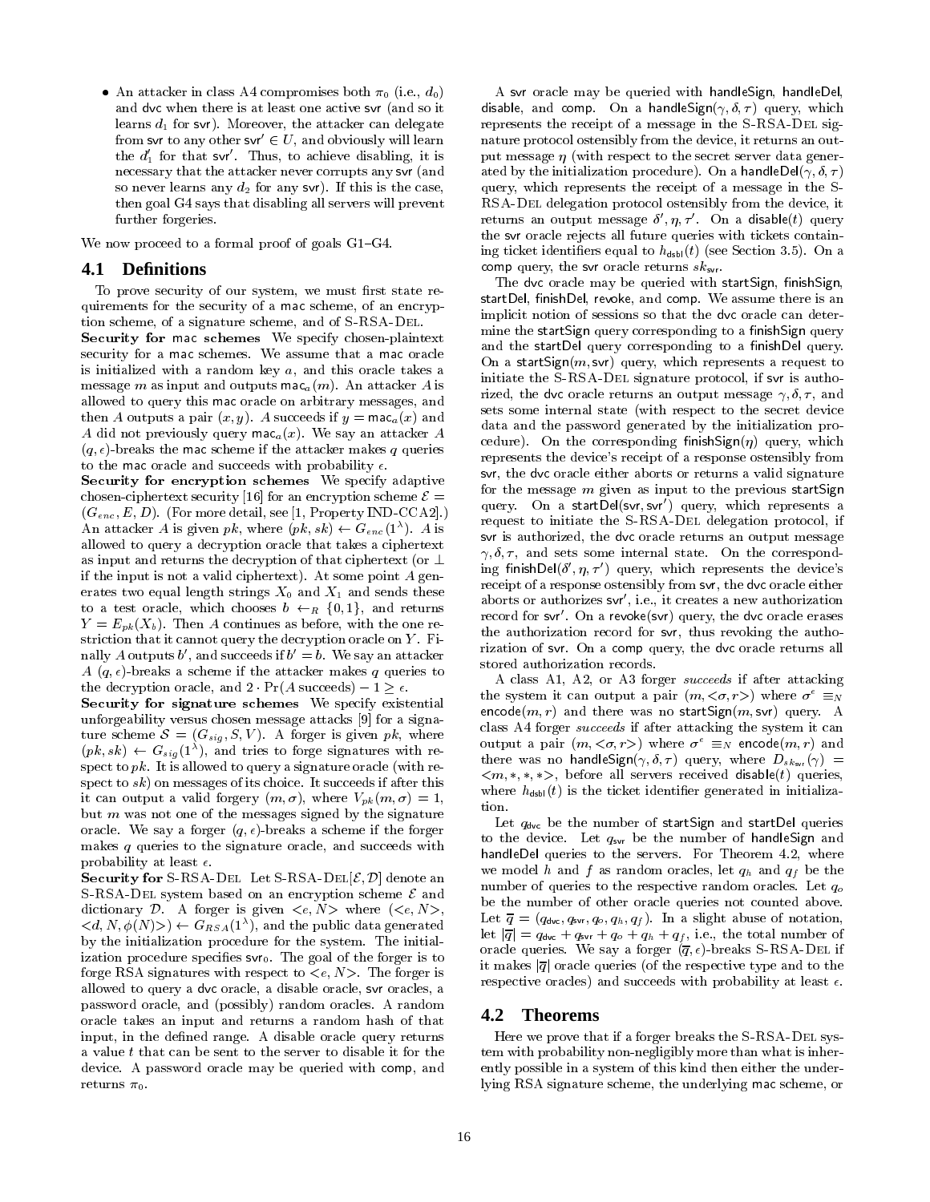- An attacker in class A4 compromises both $\pi_0$ (i.e., $d_0$) and dvc when there is at least one active svr (and so it learns $d_1$ for svr). Moreover, the attacker can delegate from svr to any other svr$' \in U$, and obviously will learn the $d_1'$ for that svr$'$. Thus, to achieve disabling, it is necessary that the attacker never corrupts any svr (and so never learns any $d_2$ for any svr). If this is the case, then goal G4 says that disabling all servers will prevent further forgeries.

We now proceed to a formal proof of goals G1–G4.

## 4.1 Definitions

To prove security of our system, we must first state requirements for the security of a mac scheme, of an encryption scheme, of a signature scheme, and of S-RSA-Del.

**Security for mac schemes** We specify chosen-plaintext security for a mac schemes. We assume that a mac oracle is initialized with a random key $a$, and this oracle takes a message $m$ as input and outputs $\mathsf{mac}_a(m)$. An attacker $A$ is allowed to query this mac oracle on arbitrary messages, and then $A$ outputs a pair $(x, y)$. $A$ succeeds if $y = \mathsf{mac}_a(x)$ and $A$ did not previously query $\mathsf{mac}_a(x)$. We say an attacker $A$ $(q, \epsilon)$-breaks the mac scheme if the attacker makes $q$ queries to the mac oracle and succeeds with probability $\epsilon$.

**Security for encryption schemes** We specify adaptive chosen-ciphertext security [16] for an encryption scheme $\mathcal{E} = (G_{enc}, E, D)$. (For more detail, see [1, Property IND-CCA2].) An attacker $A$ is given $pk$, where $(pk, sk) \leftarrow G_{enc}(1^\lambda)$. $A$ is allowed to query a decryption oracle that takes a ciphertext as input and returns the decryption of that ciphertext (or $\perp$ if the input is not a valid ciphertext). At some point $A$ generates two equal length strings $X_0$ and $X_1$ and sends these to a test oracle, which chooses $b \leftarrow_R \{0, 1\}$, and returns $Y = E_{pk}(X_b)$. Then $A$ continues as before, with the one restriction that it cannot query the decryption oracle on $Y$. Finally $A$ outputs $b'$, and succeeds if $b' = b$. We say an attacker $A$ $(q, \epsilon)$-breaks a scheme if the attacker makes $q$ queries to the decryption oracle, and $2 \cdot \Pr(A \text{ succeeds}) - 1 \geq \epsilon$.

**Security for signature schemes** We specify existential unforgeability versus chosen message attacks [9] for a signature scheme $\mathcal{S} = (G_{sig}, S, V)$. A forger is given $pk$, where $(pk, sk) \leftarrow G_{sig}(1^\lambda)$, and tries to forge signatures with respect to $pk$. It is allowed to query a signature oracle (with respect to $sk$) on messages of its choice. It succeeds if after this it can output a valid forgery $(m, \sigma)$, where $V_{pk}(m, \sigma) = 1$, but $m$ was not one of the messages signed by the signature oracle. We say a forger $(q, \epsilon)$-breaks a scheme if the forger makes $q$ queries to the signature oracle, and succeeds with probability at least $\epsilon$.

**Security for S-RSA-Del** Let S-RSA-Del$[\mathcal{E}, \mathcal{D}]$ denote an S-RSA-Del system based on an encryption scheme $\mathcal{E}$ and dictionary $\mathcal{D}$. A forger is given $<e, N>$ where $(<e, N>, <d, N, \phi(N)>) \leftarrow G_{RSA}(1^\lambda)$, and the public data generated by the initialization procedure for the system. The initialization procedure specifies $\mathsf{svr}_0$. The goal of the forger is to forge RSA signatures with respect to $<e, N>$. The forger is allowed to query a dvc oracle, a disable oracle, svr oracles, a password oracle, and (possibly) random oracles. A random oracle takes an input and returns a random hash of that input, in the defined range. A disable oracle query returns a value $t$ that can be sent to the server to disable it for the device. A password oracle may be queried with comp, and returns $\pi_0$.

A svr oracle may be queried with handleSign, handleDel, disable, and comp. On a handleSign$(\gamma, \delta, \tau)$ query, which represents the receipt of a message in the S-RSA-Del signature protocol ostensibly from the device, it returns an output message $\eta$ (with respect to the secret server data generated by the initialization procedure). On a handleDel$(\gamma, \delta, \tau)$ query, which represents the receipt of a message in the S-RSA-Del delegation protocol ostensibly from the device, it returns an output message $\delta', \eta, \tau'$. On a disable$(t)$ query the svr oracle rejects all future queries with tickets containing ticket identifiers equal to $h_{\mathsf{dsbl}}(t)$ (see Section 3.5). On a comp query, the svr oracle returns $sk_{\mathsf{svr}}$.

The dvc oracle may be queried with startSign, finishSign, startDel, finishDel, revoke, and comp. We assume there is an implicit notion of sessions so that the dvc oracle can determine the startSign query corresponding to a finishSign query and the startDel query corresponding to a finishDel query. On a startSign$(m, \mathsf{svr})$ query, which represents a request to initiate the S-RSA-Del signature protocol, if svr is authorized, the dvc oracle returns an output message $\gamma, \delta, \tau$, and sets some internal state (with respect to the secret device data and the password generated by the initialization procedure). On the corresponding finishSign$(\eta)$ query, which represents the device's receipt of a response ostensibly from svr, the dvc oracle either aborts or returns a valid signature for the message $m$ given as input to the previous startSign query. On a startDel$(\mathsf{svr}, \mathsf{svr}')$ query, which represents a request to initiate the S-RSA-Del delegation protocol, if svr is authorized, the dvc oracle returns an output message $\gamma, \delta, \tau$, and sets some internal state. On the corresponding finishDel$(\delta', \eta, \tau')$ query, which represents the device's receipt of a response ostensibly from svr, the dvc oracle either aborts or authorizes svr$'$, i.e., it creates a new authorization record for svr$'$. On a revoke(svr) query, the dvc oracle erases the authorization record for svr, thus revoking the authorization of svr. On a comp query, the dvc oracle returns all stored authorization records.

A class A1, A2, or A3 forger *succeeds* if after attacking the system it can output a pair $(m, <\sigma, r>)$ where $\sigma^e \equiv_N \mathsf{encode}(m, r)$ and there was no startSign$(m, \mathsf{svr})$ query. A class A4 forger *succeeds* if after attacking the system it can output a pair $(m, <\sigma, r>)$ where $\sigma^e \equiv_N \mathsf{encode}(m, r)$ and there was no handleSign$(\gamma, \delta, \tau)$ query, where $D_{sk_{\mathsf{svr}}}(\gamma) = <m, *, *, *>$, before all servers received disable$(t)$ queries, where $h_{\mathsf{dsbl}}(t)$ is the ticket identifier generated in initialization.

Let $q_{\mathsf{dvc}}$ be the number of startSign and startDel queries to the device. Let $q_{\mathsf{svr}}$ be the number of handleSign and handleDel queries to the servers. For Theorem 4.2, where we model $h$ and $f$ as random oracles, let $q_h$ and $q_f$ be the number of queries to the respective random oracles. Let $q_o$ be the number of other oracle queries not counted above. Let $\overline{q} = (q_{\mathsf{dvc}}, q_{\mathsf{svr}}, q_o, q_h, q_f)$. In a slight abuse of notation, let $|\overline{q}| = q_{\mathsf{dvc}} + q_{\mathsf{svr}} + q_o + q_h + q_f$, i.e., the total number of oracle queries. We say a forger $(\overline{q}, \epsilon)$-breaks S-RSA-Del if it makes $|\overline{q}|$ oracle queries (of the respective type and to the respective oracles) and succeeds with probability at least $\epsilon$.

## 4.2 Theorems

Here we prove that if a forger breaks the S-RSA-Del system with probability non-negligibly more than what is inherently possible in a system of this kind then either the underlying RSA signature scheme, the underlying mac scheme, or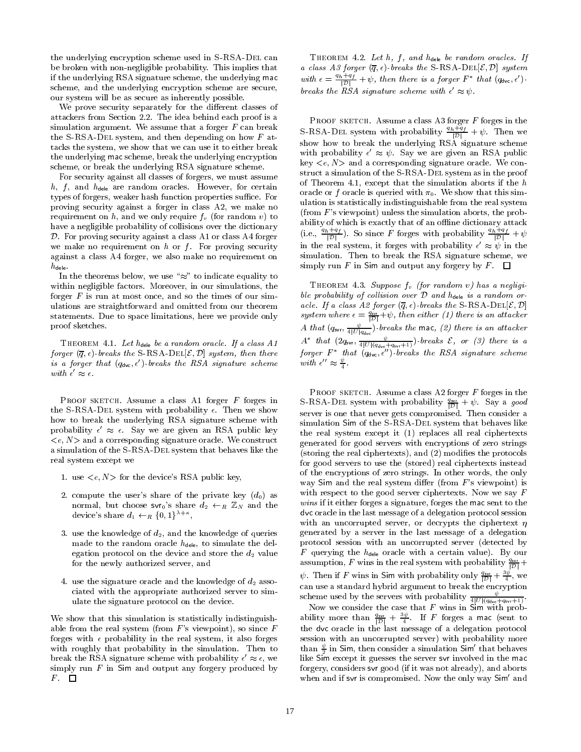the underlying encryption scheme used in S-RSA-Del can be broken with non-negligible probability. This implies that if the underlying RSA signature scheme, the underlying mac scheme, and the underlying encryption scheme are secure, our system will be as secure as inherently possible.

We prove security separately for the different classes of attackers from Section 2.2. The idea behind each proof is a simulation argument. We assume that a forger $F$ can break the S-RSA-Del system, and then depending on how $F$ attacks the system, we show that we can use it to either break the underlying mac scheme, break the underlying encryption scheme, or break the underlying RSA signature scheme.

For security against all classes of forgers, we must assume $h$, $f$, and $h_{\mathsf{dele}}$ are random oracles. However, for certain types of forgers, weaker hash function properties suffice. For proving security against a forger in class A2, we make no requirement on $h$, and we only require $f_v$ (for random $v$) to have a negligible probability of collisions over the dictionary $\mathcal{D}$. For proving security against a class A1 or class A4 forger we make no requirement on $h$ or $f$. For proving security against a class A4 forger, we also make no requirement on $h_{\mathsf{dele}}$.

In the theorems below, we use "$\approx$" to indicate equality to within negligible factors. Moreover, in our simulations, the forger $F$ is run at most once, and so the times of our simulations are straightforward and omitted from our theorem statements. Due to space limitations, here we provide only proof sketches.

Theorem 4.1. *Let $h_{\mathsf{dele}}$ be a random oracle. If a class A1 forger $(\overline{q}, \epsilon)$-breaks the S-RSA-Del$[\mathcal{E}, \mathcal{D}]$ system, then there is a forger that $(q_{\mathsf{dvc}}, \epsilon')$-breaks the RSA signature scheme with $\epsilon' \approx \epsilon$.*

Proof sketch. Assume a class A1 forger $F$ forges in the S-RSA-Del system with probability $\epsilon$. Then we show how to break the underlying RSA signature scheme with probability $\epsilon' \approx \epsilon$. Say we are given an RSA public key $<e, N>$ and a corresponding signature oracle. We construct a simulation of the S-RSA-Del system that behaves like the real system except we

1. use $<e, N>$ for the device's RSA public key,
2. compute the user's share of the private key ($d_0$) as normal, but choose $\mathsf{svr}_0$'s share $d_2 \leftarrow_R \mathbb{Z}_N$ and the device's share $d_1 \leftarrow_R \{0,1\}^{\lambda+\kappa}$,
3. use the knowledge of $d_2$, and the knowledge of queries made to the random oracle $h_{\mathsf{dele}}$, to simulate the delegation protocol on the device and store the $d_2$ value for the newly authorized server, and
4. use the signature oracle and the knowledge of $d_2$ associated with the appropriate authorized server to simulate the signature protocol on the device.

We show that this simulation is statistically indistinguishable from the real system (from $F$'s viewpoint), so since $F$ forges with $\epsilon$ probability in the real system, it also forges with roughly that probability in the simulation. Then to break the RSA signature scheme with probability $\epsilon' \approx \epsilon$, we simply run $F$ in Sim and output any forgery produced by $F$. □

Theorem 4.2. *Let $h$, $f$, and $h_{\mathsf{dele}}$ be random oracles. If a class A3 forger $(\overline{q}, \epsilon)$-breaks the S-RSA-Del$[\mathcal{E}, \mathcal{D}]$ system with $\epsilon = \frac{q_h + q_f}{|\mathcal{D}|} + \psi$, then there is a forger $F^*$ that $(q_{\mathsf{dvc}}, \epsilon')$-breaks the RSA signature scheme with $\epsilon' \approx \psi$.*

Proof sketch. Assume a class A3 forger $F$ forges in the S-RSA-Del system with probability $\frac{q_h + q_f}{|\mathcal{D}|} + \psi$. Then we show how to break the underlying RSA signature scheme with probability $\epsilon' \approx \psi$. Say we are given an RSA public key $<e, N>$ and a corresponding signature oracle. We construct a simulation of the S-RSA-Del system as in the proof of Theorem 4.1, except that the simulation aborts if the $h$ oracle or $f$ oracle is queried with $\pi_0$. We show that this simulation is statistically indistinguishable from the real system (from $F$'s viewpoint) unless the simulation aborts, the probability of which is exactly that of an offline dictionary attack (i.e., $\frac{q_h + q_f}{|\mathcal{D}|}$). So since $F$ forges with probability $\frac{q_h + q_f}{|\mathcal{D}|} + \psi$ in the real system, it forges with probability $\epsilon' \approx \psi$ in the simulation. Then to break the RSA signature scheme, we simply run $F$ in Sim and output any forgery by $F$. □

Theorem 4.3. *Suppose $f_v$ (for random $v$) has a negligible probability of collision over $\mathcal{D}$ and $h_{\mathsf{dele}}$ is a random oracle. If a class A2 forger $(\overline{q}, \epsilon)$-breaks the S-RSA-Del$[\mathcal{E}, \mathcal{D}]$ system where $\epsilon = \frac{q_{\mathsf{svr}}}{|\mathcal{D}|} + \psi$, then either (1) there is an attacker $A$ that $(q_{\mathsf{svr}}, \frac{\psi}{4|U|q_{\mathsf{dvc}}})$-breaks the mac, (2) there is an attacker $A^*$ that $(2q_{\mathsf{svr}}, \frac{\psi}{4|U|(q_{\mathsf{dvc}}+q_{\mathsf{svr}}+1)})$-breaks $\mathcal{E}$, or (3) there is a forger $F^*$ that $(q_{\mathsf{dvc}}, \epsilon'')$-breaks the RSA signature scheme with $\epsilon'' \approx \frac{\psi}{4}$.*

Proof sketch. Assume a class A2 forger $F$ forges in the S-RSA-Del system with probability $\frac{q_{\mathsf{svr}}}{|\mathcal{D}|} + \psi$. Say a *good* server is one that never gets compromised. Then consider a simulation Sim of the S-RSA-Del system that behaves like the real system except it (1) replaces all real ciphertexts generated for good servers with encryptions of zero strings (storing the real ciphertexts), and (2) modifies the protocols for good servers to use the (stored) real ciphertexts instead of the encryptions of zero strings. In other words, the only way Sim and the real system differ (from $F$'s viewpoint) is with respect to the good server ciphertexts. Now we say $F$ *wins* if it either forges a signature, forges the mac sent to the dvc oracle in the last message of a delegation protocol session with an uncorrupted server, or decrypts the ciphertext $\eta$ generated by a server in the last message of a delegation protocol session with an uncorrupted server (detected by $F$ querying the $h_{\mathsf{dele}}$ oracle with a certain value). By our assumption, $F$ wins in the real system with probability $\frac{q_{\mathsf{svr}}}{|\mathcal{D}|} + \psi$. Then if $F$ wins in Sim with probability only $\frac{q_{\mathsf{svr}}}{|\mathcal{D}|} + \frac{3\psi}{4}$, we can use a standard hybrid argument to break the encryption scheme used by the servers with probability $\frac{\psi}{4|U|(q_{\mathsf{dvc}}+q_{\mathsf{svr}}+1)}$.

Now we consider the case that $F$ wins in Sim with probability more than $\frac{q_{\mathsf{svr}}}{|\mathcal{D}|} + \frac{3\psi}{4}$. If $F$ forges a mac (sent to the dvc oracle in the last message of a delegation protocol session with an uncorrupted server) with probability more than $\frac{\psi}{2}$ in Sim, then consider a simulation Sim$'$ that behaves like Sim except it guesses the server svr involved in the mac forgery, considers svr good (if it was not already), and aborts when and if svr is compromised. Now the only way Sim$'$ and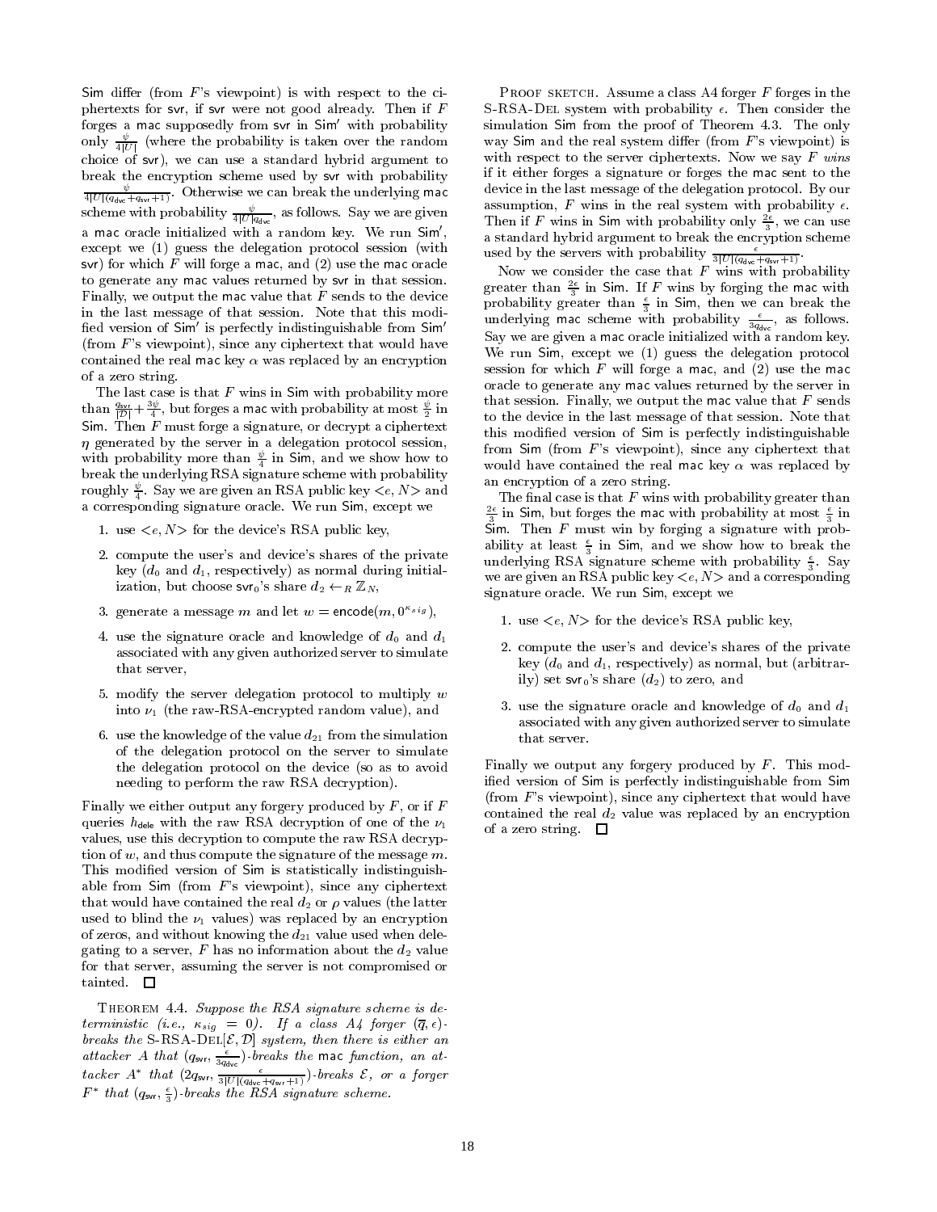Sim differ (from $F$'s viewpoint) is with respect to the ciphertexts for svr, if svr were not good already. Then if $F$ forges a mac supposedly from svr in Sim$'$ with probability only $\frac{\psi}{4|U|}$ (where the probability is taken over the random choice of svr), we can use a standard hybrid argument to break the encryption scheme used by svr with probability $\frac{\psi}{4|U|(q_{\mathsf{dvc}}+q_{\mathsf{svr}}+1)}$. Otherwise we can break the underlying mac scheme with probability $\frac{\psi}{4|U|q_{\mathsf{dvc}}}$, as follows. Say we are given a mac oracle initialized with a random key. We run Sim$'$, except we (1) guess the delegation protocol session (with svr) for which $F$ will forge a mac, and (2) use the mac oracle to generate any mac values returned by svr in that session. Finally, we output the mac value that $F$ sends to the device in the last message of that session. Note that this modified version of Sim$'$ is perfectly indistinguishable from Sim$'$ (from $F$'s viewpoint), since any ciphertext that would have contained the real mac key $\alpha$ was replaced by an encryption of a zero string.

The last case is that $F$ wins in Sim with probability more than $\frac{q_{\mathsf{svr}}}{|\mathcal{D}|}+\frac{3\psi}{4}$, but forges a mac with probability at most $\frac{\psi}{2}$ in Sim. Then $F$ must forge a signature, or decrypt a ciphertext $\eta$ generated by the server in a delegation protocol session, with probability more than $\frac{\psi}{4}$ in Sim, and we show how to break the underlying RSA signature scheme with probability roughly $\frac{\psi}{4}$. Say we are given an RSA public key $<e, N>$ and a corresponding signature oracle. We run Sim, except we

1. use $<e, N>$ for the device's RSA public key,
2. compute the user's and device's shares of the private key ($d_0$ and $d_1$, respectively) as normal during initialization, but choose $\mathsf{svr}_0$'s share $d_2 \leftarrow_R \mathbb{Z}_N$,
3. generate a message $m$ and let $w = \mathsf{encode}(m, 0^{\kappa_{sig}})$,
4. use the signature oracle and knowledge of $d_0$ and $d_1$ associated with any given authorized server to simulate that server,
5. modify the server delegation protocol to multiply $w$ into $\nu_1$ (the raw-RSA-encrypted random value), and
6. use the knowledge of the value $d_{21}$ from the simulation of the delegation protocol on the server to simulate the delegation protocol on the device (so as to avoid needing to perform the raw RSA decryption).

Finally we either output any forgery produced by $F$, or if $F$ queries $h_{\mathsf{dele}}$ with the raw RSA decryption of one of the $\nu_1$ values, use this decryption to compute the raw RSA decryption of $w$, and thus compute the signature of the message $m$. This modified version of Sim is statistically indistinguishable from Sim (from $F$'s viewpoint), since any ciphertext that would have contained the real $d_2$ or $\rho$ values (the latter used to blind the $\nu_1$ values) was replaced by an encryption of zeros, and without knowing the $d_{21}$ value used when delegating to a server, $F$ has no information about the $d_2$ value for that server, assuming the server is not compromised or tainted. □

Theorem 4.4. *Suppose the RSA signature scheme is deterministic (i.e., $\kappa_{sig} = 0$). If a class A4 forger $(\overline{q}, \epsilon)$-breaks the* S-RSA-Del$[\mathcal{E}, \mathcal{D}]$ *system, then there is either an attacker $A$ that $(q_{\mathsf{svr}}, \frac{\epsilon}{3q_{\mathsf{dvc}}})$-breaks the* mac *function, an attacker $A^*$ that $(2q_{\mathsf{svr}}, \frac{\epsilon}{3|U|(q_{\mathsf{dvc}}+q_{\mathsf{svr}}+1)})$-breaks $\mathcal{E}$, or a forger $F^*$ that $(q_{\mathsf{svr}}, \frac{\epsilon}{3})$-breaks the RSA signature scheme.*

Proof sketch. Assume a class A4 forger $F$ forges in the S-RSA-Del system with probability $\epsilon$. Then consider the simulation Sim from the proof of Theorem 4.3. The only way Sim and the real system differ (from $F$'s viewpoint) is with respect to the server ciphertexts. Now we say $F$ *wins* if it either forges a signature or forges the mac sent to the device in the last message of the delegation protocol. By our assumption, $F$ wins in the real system with probability $\epsilon$. Then if $F$ wins in Sim with probability only $\frac{2\epsilon}{3}$, we can use a standard hybrid argument to break the encryption scheme used by the servers with probability $\frac{\epsilon}{3|U|(q_{\mathsf{dvc}}+q_{\mathsf{svr}}+1)}$.

Now we consider the case that $F$ wins with probability greater than $\frac{2\epsilon}{3}$ in Sim. If $F$ wins by forging the mac with probability greater than $\frac{\epsilon}{3}$ in Sim, then we can break the underlying mac scheme with probability $\frac{\epsilon}{3q_{\mathsf{dvc}}}$, as follows. Say we are given a mac oracle initialized with a random key. We run Sim, except we (1) guess the delegation protocol session for which $F$ will forge a mac, and (2) use the mac oracle to generate any mac values returned by the server in that session. Finally, we output the mac value that $F$ sends to the device in the last message of that session. Note that this modified version of Sim is perfectly indistinguishable from Sim (from $F$'s viewpoint), since any ciphertext that would have contained the real mac key $\alpha$ was replaced by an encryption of a zero string.

The final case is that $F$ wins with probability greater than $\frac{2\epsilon}{3}$ in Sim, but forges the mac with probability at most $\frac{\epsilon}{3}$ in Sim. Then $F$ must win by forging a signature with probability at least $\frac{\epsilon}{3}$ in Sim, and we show how to break the underlying RSA signature scheme with probability $\frac{\epsilon}{3}$. Say we are given an RSA public key $<e, N>$ and a corresponding signature oracle. We run Sim, except we

1. use $<e, N>$ for the device's RSA public key,
2. compute the user's and device's shares of the private key ($d_0$ and $d_1$, respectively) as normal, but (arbitrarily) set $\mathsf{svr}_0$'s share ($d_2$) to zero, and
3. use the signature oracle and knowledge of $d_0$ and $d_1$ associated with any given authorized server to simulate that server.

Finally we output any forgery produced by $F$. This modified version of Sim is perfectly indistinguishable from Sim (from $F$'s viewpoint), since any ciphertext that would have contained the real $d_2$ value was replaced by an encryption of a zero string. □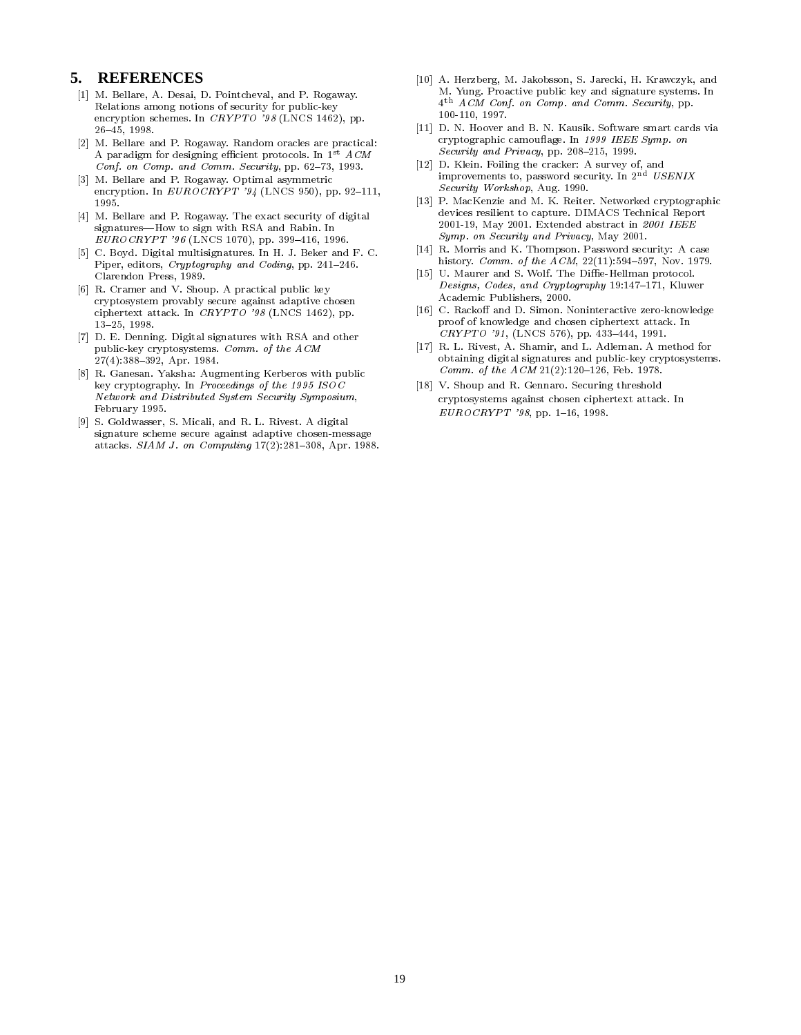## 5. REFERENCES

[1] M. Bellare, A. Desai, D. Pointcheval, and P. Rogaway. Relations among notions of security for public-key encryption schemes. In *CRYPTO '98* (LNCS 1462), pp. 26–45, 1998.

[2] M. Bellare and P. Rogaway. Random oracles are practical: A paradigm for designing efficient protocols. In 1st *ACM Conf. on Comp. and Comm. Security*, pp. 62–73, 1993.

[3] M. Bellare and P. Rogaway. Optimal asymmetric encryption. In *EUROCRYPT '94* (LNCS 950), pp. 92–111, 1995.

[4] M. Bellare and P. Rogaway. The exact security of digital signatures—How to sign with RSA and Rabin. In *EUROCRYPT '96* (LNCS 1070), pp. 399–416, 1996.

[5] C. Boyd. Digital multisignatures. In H. J. Beker and F. C. Piper, editors, *Cryptography and Coding*, pp. 241–246. Clarendon Press, 1989.

[6] R. Cramer and V. Shoup. A practical public key cryptosystem provably secure against adaptive chosen ciphertext attack. In *CRYPTO '98* (LNCS 1462), pp. 13–25, 1998.

[7] D. E. Denning. Digital signatures with RSA and other public-key cryptosystems. *Comm. of the ACM* 27(4):388–392, Apr. 1984.

[8] R. Ganesan. Yaksha: Augmenting Kerberos with public key cryptography. In *Proceedings of the 1995 ISOC Network and Distributed System Security Symposium*, February 1995.

[9] S. Goldwasser, S. Micali, and R. L. Rivest. A digital signature scheme secure against adaptive chosen-message attacks. *SIAM J. on Computing* 17(2):281–308, Apr. 1988.

[10] A. Herzberg, M. Jakobsson, S. Jarecki, H. Krawczyk, and M. Yung. Proactive public key and signature systems. In 4th *ACM Conf. on Comp. and Comm. Security*, pp. 100-110, 1997.

[11] D. N. Hoover and B. N. Kausik. Software smart cards via cryptographic camouflage. In *1999 IEEE Symp. on Security and Privacy*, pp. 208–215, 1999.

[12] D. Klein. Foiling the cracker: A survey of, and improvements to, password security. In 2nd *USENIX Security Workshop*, Aug. 1990.

[13] P. MacKenzie and M. K. Reiter. Networked cryptographic devices resilient to capture. DIMACS Technical Report 2001-19, May 2001. Extended abstract in *2001 IEEE Symp. on Security and Privacy*, May 2001.

[14] R. Morris and K. Thompson. Password security: A case history. *Comm. of the ACM*, 22(11):594–597, Nov. 1979.

[15] U. Maurer and S. Wolf. The Diffie-Hellman protocol. *Designs, Codes, and Cryptography* 19:147–171, Kluwer Academic Publishers, 2000.

[16] C. Rackoff and D. Simon. Noninteractive zero-knowledge proof of knowledge and chosen ciphertext attack. In *CRYPTO '91*, (LNCS 576), pp. 433–444, 1991.

[17] R. L. Rivest, A. Shamir, and L. Adleman. A method for obtaining digital signatures and public-key cryptosystems. *Comm. of the ACM* 21(2):120–126, Feb. 1978.

[18] V. Shoup and R. Gennaro. Securing threshold cryptosystems against chosen ciphertext attack. In *EUROCRYPT '98*, pp. 1–16, 1998.